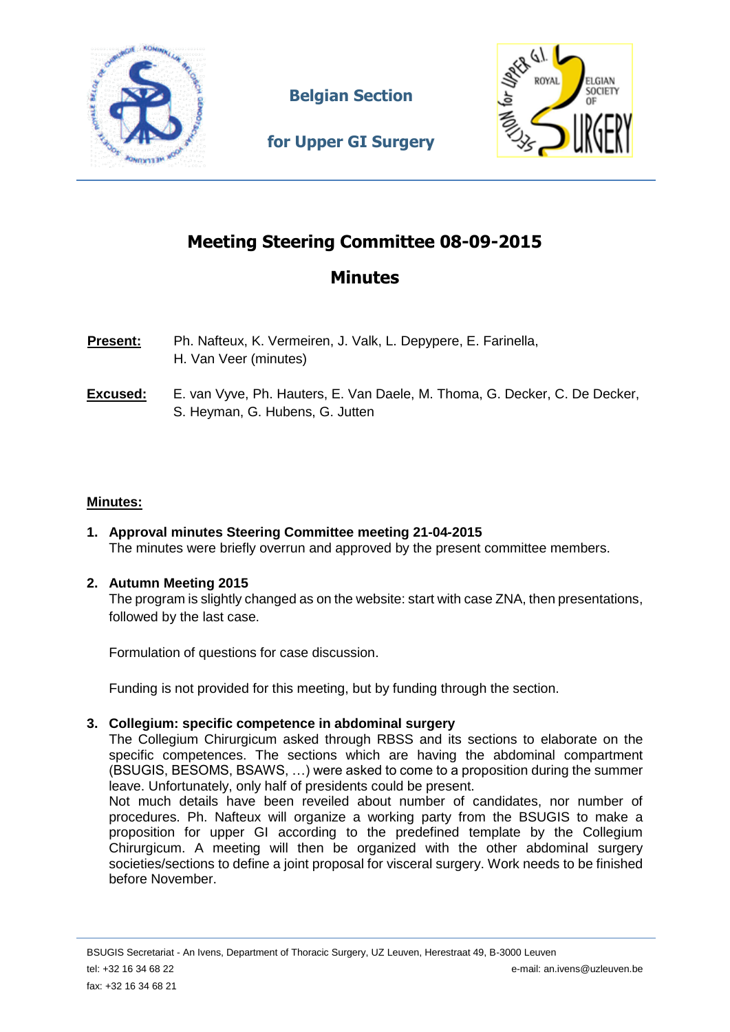**Belgian Section**

**for Upper GI Surgery**

# Meeting Steering Committee 08-09-2015

## Minutes

**Present:** Ph. Nafteux, K. Vermeiren, J. Valk, L. Depypere, E. Farinella, H. Van Veer (minutes)

**Excused:** E. van Vyve, Ph. Hauters, E. Van Daele, M. Thoma, G. Decker, C. De Decker, S. Heyman, G. Hubens, G. Jutten

**Minutes:**

1. **Approval minutes Steering Committee meeting 21-04-2015**
   The minutes were briefly overrun and approved by the present committee members.

2. **Autumn Meeting 2015**
   The program is slightly changed as on the website: start with case ZNA, then presentations, followed by the last case.

   Formulation of questions for case discussion.

   Funding is not provided for this meeting, but by funding through the section.

3. **Collegium: specific competence in abdominal surgery**
   The Collegium Chirurgicum asked through RBSS and its sections to elaborate on the specific competences. The sections which are having the abdominal compartment (BSUGIS, BESOMS, BSAWS, …) were asked to come to a proposition during the summer leave. Unfortunately, only half of presidents could be present.
   Not much details have been reveiled about number of candidates, nor number of procedures. Ph. Nafteux will organize a working party from the BSUGIS to make a proposition for upper GI according to the predefined template by the Collegium Chirurgicum. A meeting will then be organized with the other abdominal surgery societies/sections to define a joint proposal for visceral surgery. Work needs to be finished before November.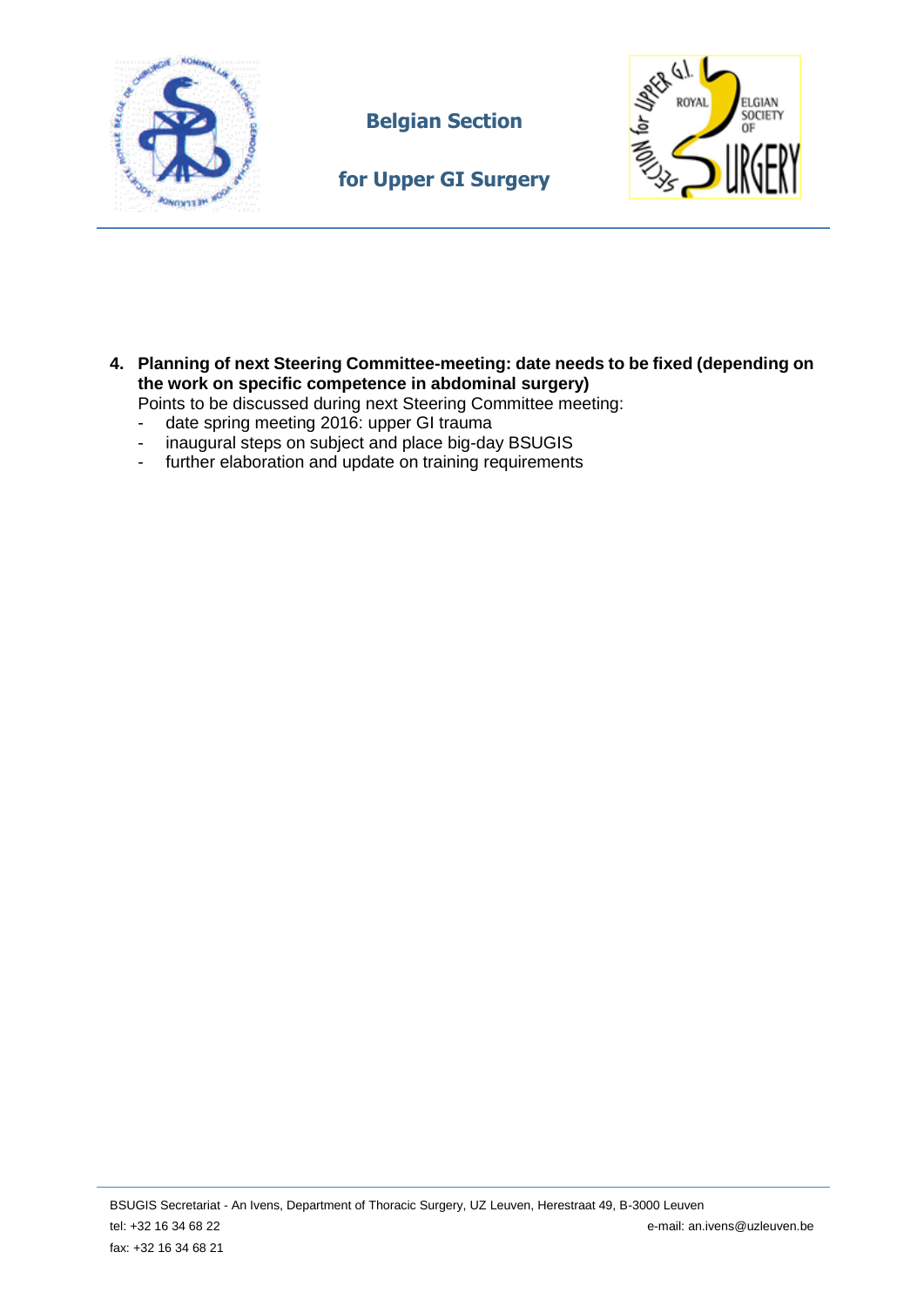4. **Planning of next Steering Committee-meeting: date needs to be fixed (depending on the work on specific competence in abdominal surgery)**
   Points to be discussed during next Steering Committee meeting:
   - date spring meeting 2016: upper GI trauma
   - inaugural steps on subject and place big-day BSUGIS
   - further elaboration and update on training requirements